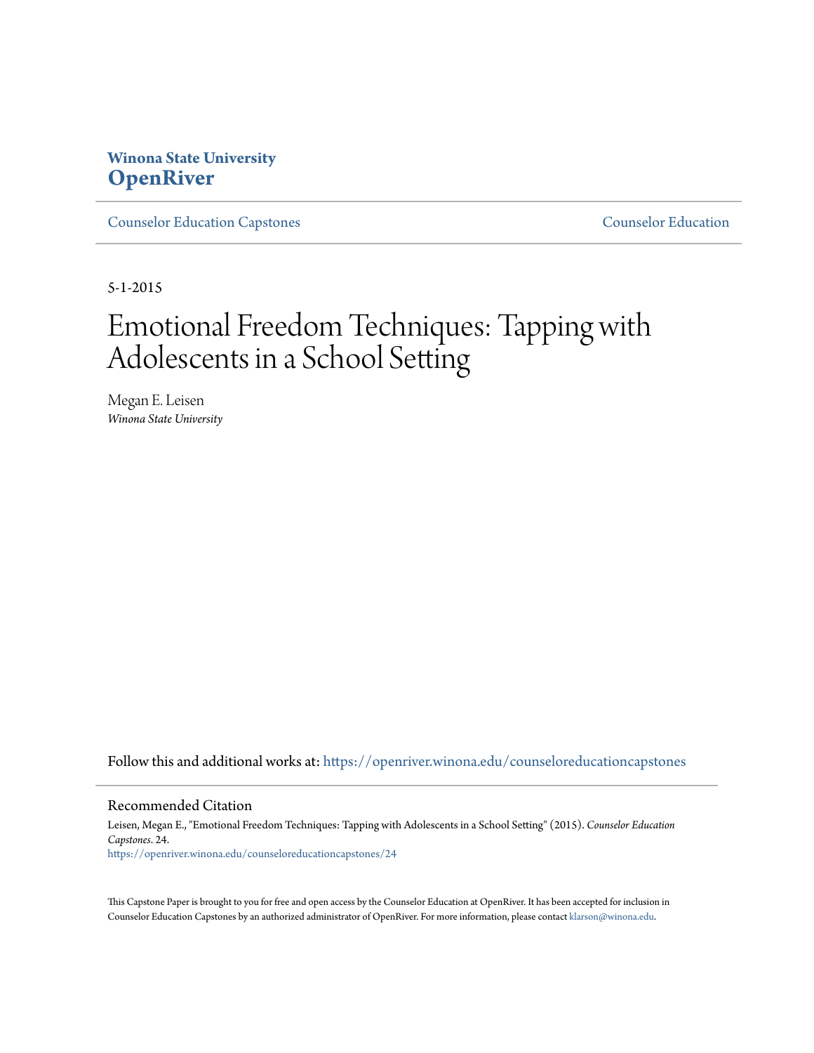Winona State University
**OpenRiver**

Counselor Education Capstones | Counselor Education

5-1-2015

# Emotional Freedom Techniques: Tapping with Adolescents in a School Setting

Megan E. Leisen
*Winona State University*

Follow this and additional works at: https://openriver.winona.edu/counseloreducationcapstones

## Recommended Citation

Leisen, Megan E., "Emotional Freedom Techniques: Tapping with Adolescents in a School Setting" (2015). *Counselor Education Capstones*. 24.
https://openriver.winona.edu/counseloreducationcapstones/24

This Capstone Paper is brought to you for free and open access by the Counselor Education at OpenRiver. It has been accepted for inclusion in Counselor Education Capstones by an authorized administrator of OpenRiver. For more information, please contact klarson@winona.edu.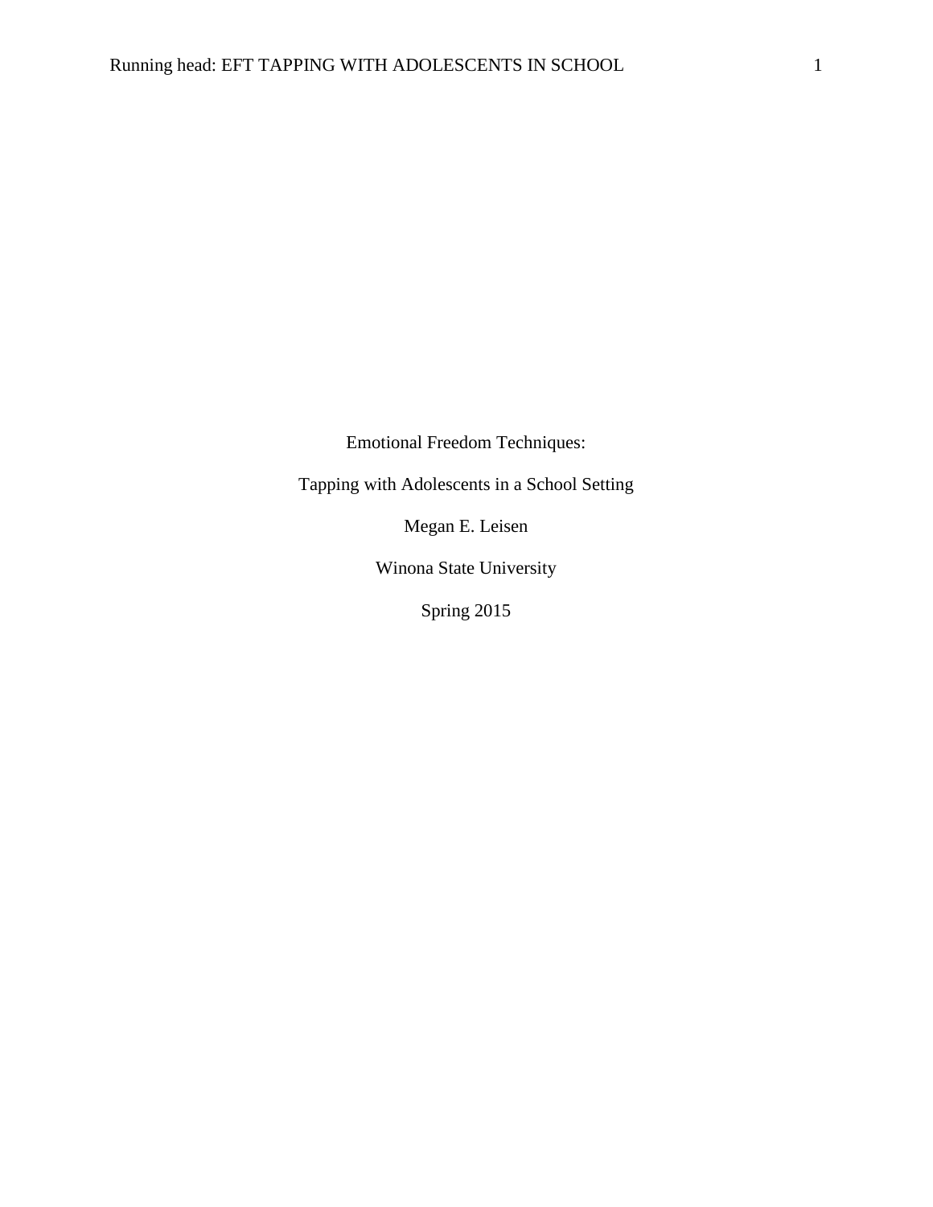Emotional Freedom Techniques:

Tapping with Adolescents in a School Setting

Megan E. Leisen

Winona State University

Spring 2015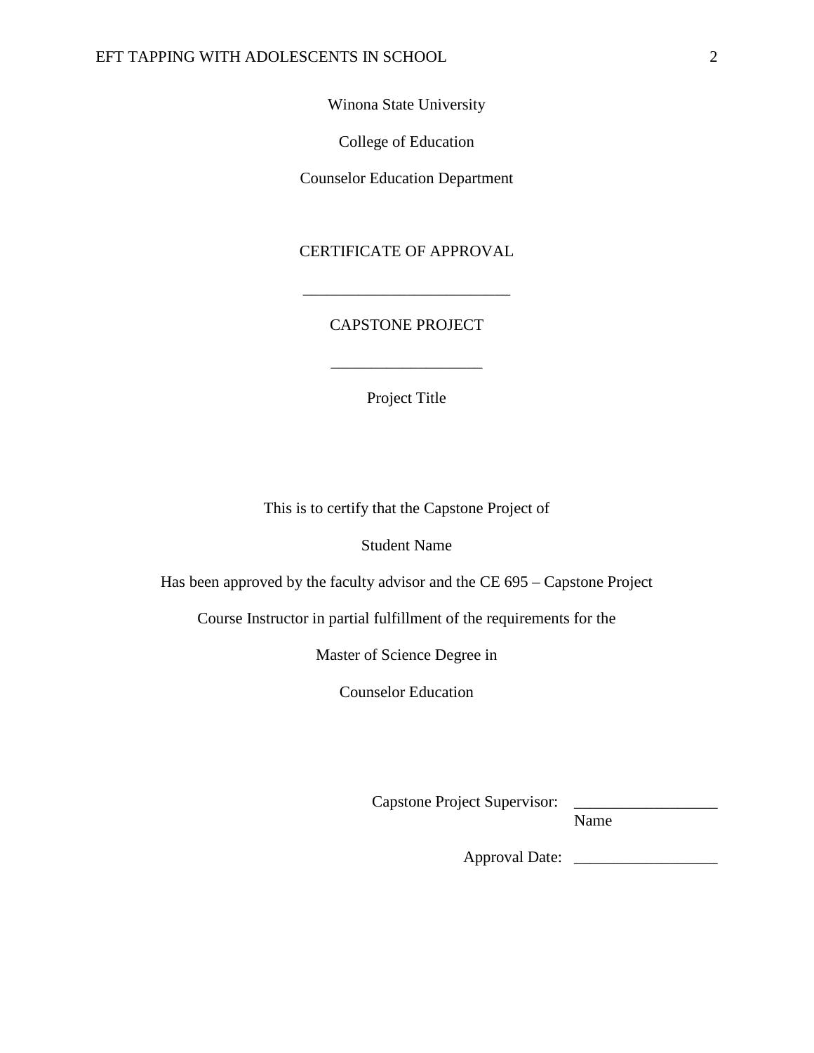Winona State University

College of Education

Counselor Education Department

CERTIFICATE OF APPROVAL

___________________________

CAPSTONE PROJECT

____________________

Project Title

This is to certify that the Capstone Project of

Student Name

Has been approved by the faculty advisor and the CE 695 – Capstone Project

Course Instructor in partial fulfillment of the requirements for the

Master of Science Degree in

Counselor Education

Capstone Project Supervisor: __________________
Name

Approval Date: __________________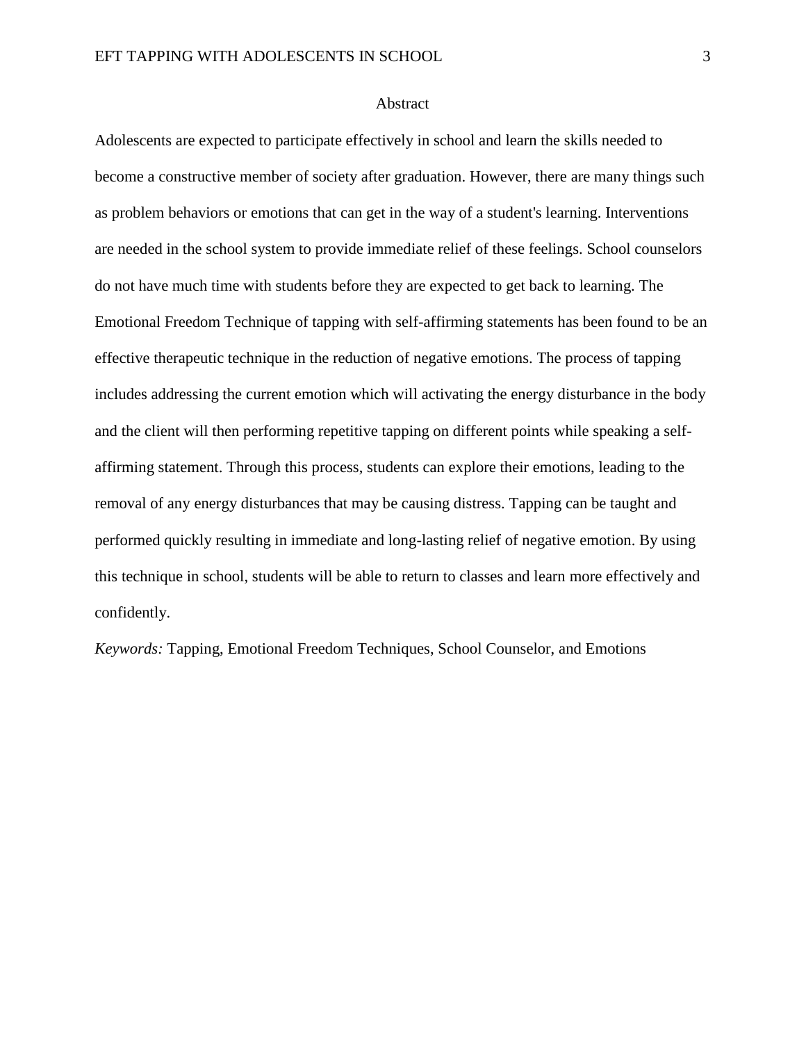# Abstract

Adolescents are expected to participate effectively in school and learn the skills needed to become a constructive member of society after graduation. However, there are many things such as problem behaviors or emotions that can get in the way of a student's learning. Interventions are needed in the school system to provide immediate relief of these feelings. School counselors do not have much time with students before they are expected to get back to learning. The Emotional Freedom Technique of tapping with self-affirming statements has been found to be an effective therapeutic technique in the reduction of negative emotions. The process of tapping includes addressing the current emotion which will activating the energy disturbance in the body and the client will then performing repetitive tapping on different points while speaking a self-affirming statement. Through this process, students can explore their emotions, leading to the removal of any energy disturbances that may be causing distress. Tapping can be taught and performed quickly resulting in immediate and long-lasting relief of negative emotion. By using this technique in school, students will be able to return to classes and learn more effectively and confidently.

*Keywords:* Tapping, Emotional Freedom Techniques, School Counselor, and Emotions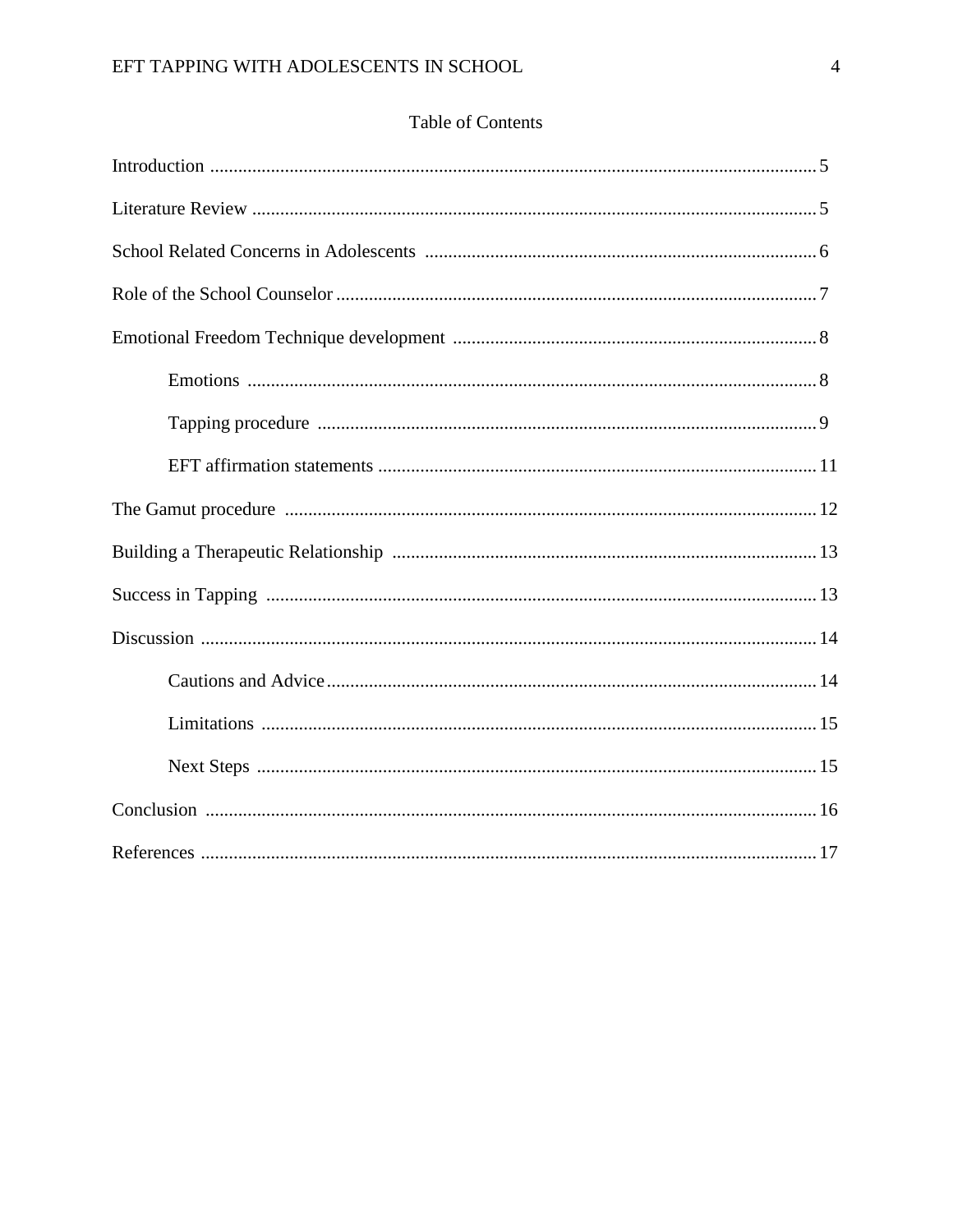# Table of Contents

Introduction .................................................................................................................. 5

Literature Review ......................................................................................................... 5

School Related Concerns in Adolescents ..................................................................... 6

Role of the School Counselor ........................................................................................ 7

Emotional Freedom Technique development ............................................................... 8

- Emotions ................................................................................................................. 8
- Tapping procedure .................................................................................................. 9
- EFT affirmation statements .................................................................................... 11

The Gamut procedure .................................................................................................. 12

Building a Therapeutic Relationship ........................................................................... 13

Success in Tapping ...................................................................................................... 13

Discussion .................................................................................................................... 14

- Cautions and Advice ............................................................................................... 14
- Limitations .............................................................................................................. 15
- Next Steps ............................................................................................................... 15

Conclusion ................................................................................................................... 16

References .................................................................................................................... 17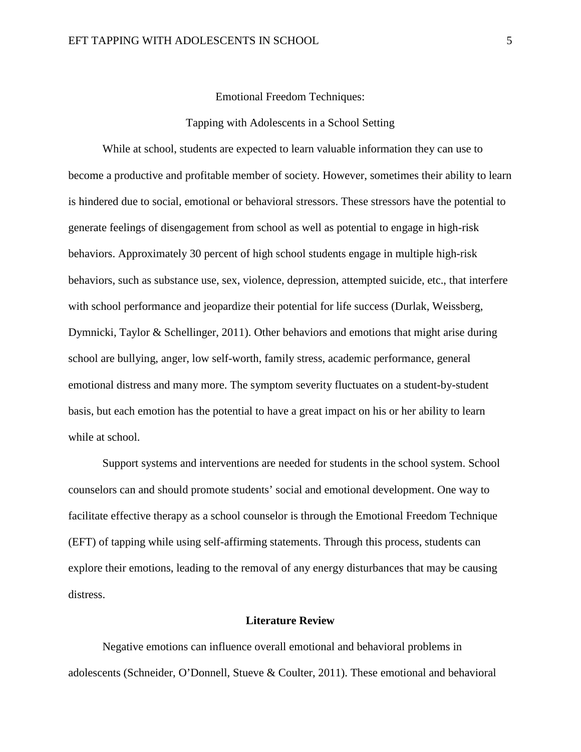# Emotional Freedom Techniques:

## Tapping with Adolescents in a School Setting

While at school, students are expected to learn valuable information they can use to become a productive and profitable member of society. However, sometimes their ability to learn is hindered due to social, emotional or behavioral stressors. These stressors have the potential to generate feelings of disengagement from school as well as potential to engage in high-risk behaviors. Approximately 30 percent of high school students engage in multiple high-risk behaviors, such as substance use, sex, violence, depression, attempted suicide, etc., that interfere with school performance and jeopardize their potential for life success (Durlak, Weissberg, Dymnicki, Taylor & Schellinger, 2011). Other behaviors and emotions that might arise during school are bullying, anger, low self-worth, family stress, academic performance, general emotional distress and many more. The symptom severity fluctuates on a student-by-student basis, but each emotion has the potential to have a great impact on his or her ability to learn while at school.

Support systems and interventions are needed for students in the school system. School counselors can and should promote students' social and emotional development. One way to facilitate effective therapy as a school counselor is through the Emotional Freedom Technique (EFT) of tapping while using self-affirming statements. Through this process, students can explore their emotions, leading to the removal of any energy disturbances that may be causing distress.

## Literature Review

Negative emotions can influence overall emotional and behavioral problems in adolescents (Schneider, O'Donnell, Stueve & Coulter, 2011). These emotional and behavioral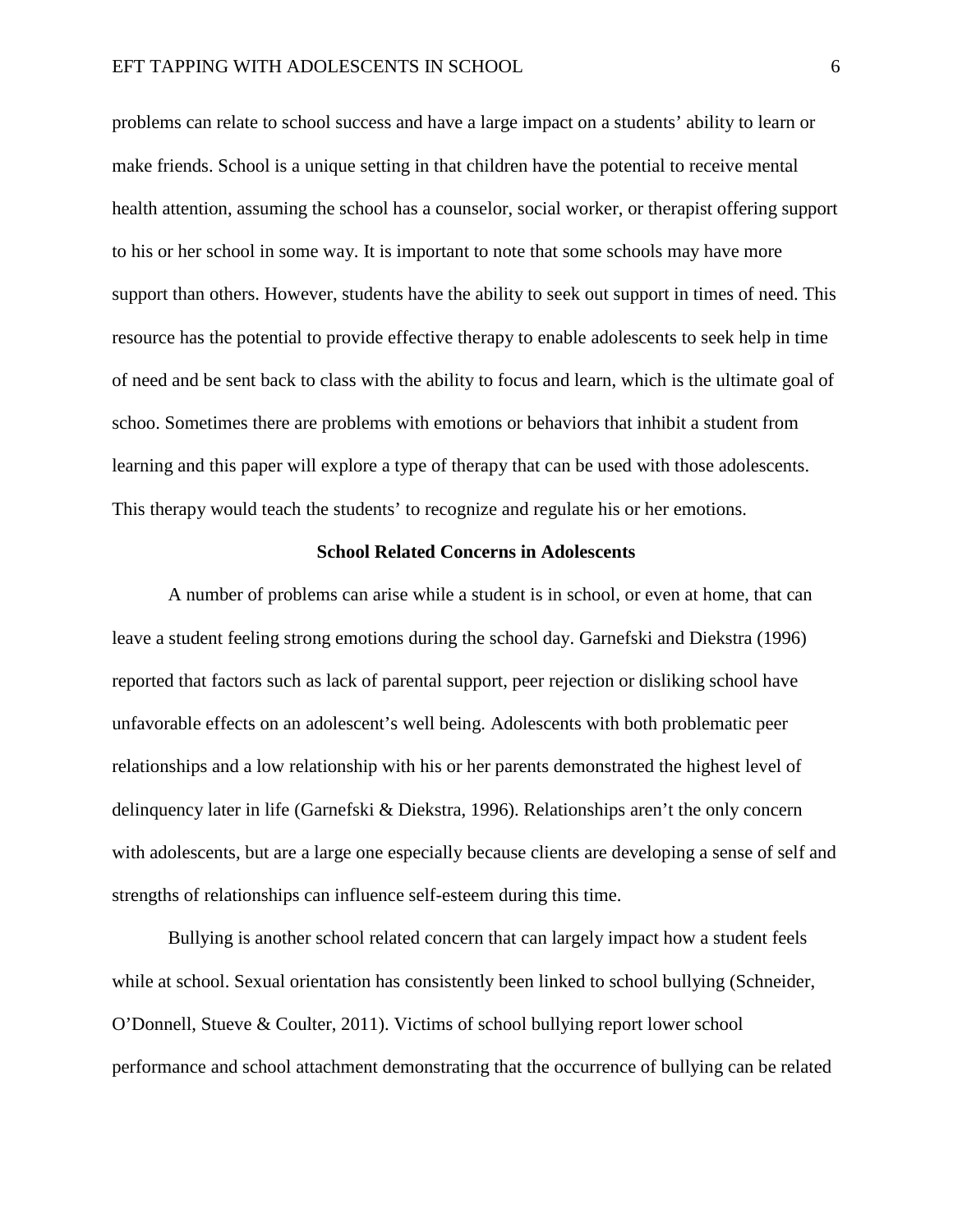problems can relate to school success and have a large impact on a students' ability to learn or make friends. School is a unique setting in that children have the potential to receive mental health attention, assuming the school has a counselor, social worker, or therapist offering support to his or her school in some way. It is important to note that some schools may have more support than others. However, students have the ability to seek out support in times of need. This resource has the potential to provide effective therapy to enable adolescents to seek help in time of need and be sent back to class with the ability to focus and learn, which is the ultimate goal of schoo. Sometimes there are problems with emotions or behaviors that inhibit a student from learning and this paper will explore a type of therapy that can be used with those adolescents. This therapy would teach the students' to recognize and regulate his or her emotions.

## School Related Concerns in Adolescents

A number of problems can arise while a student is in school, or even at home, that can leave a student feeling strong emotions during the school day. Garnefski and Diekstra (1996) reported that factors such as lack of parental support, peer rejection or disliking school have unfavorable effects on an adolescent's well being. Adolescents with both problematic peer relationships and a low relationship with his or her parents demonstrated the highest level of delinquency later in life (Garnefski & Diekstra, 1996). Relationships aren't the only concern with adolescents, but are a large one especially because clients are developing a sense of self and strengths of relationships can influence self-esteem during this time.

Bullying is another school related concern that can largely impact how a student feels while at school. Sexual orientation has consistently been linked to school bullying (Schneider, O'Donnell, Stueve & Coulter, 2011). Victims of school bullying report lower school performance and school attachment demonstrating that the occurrence of bullying can be related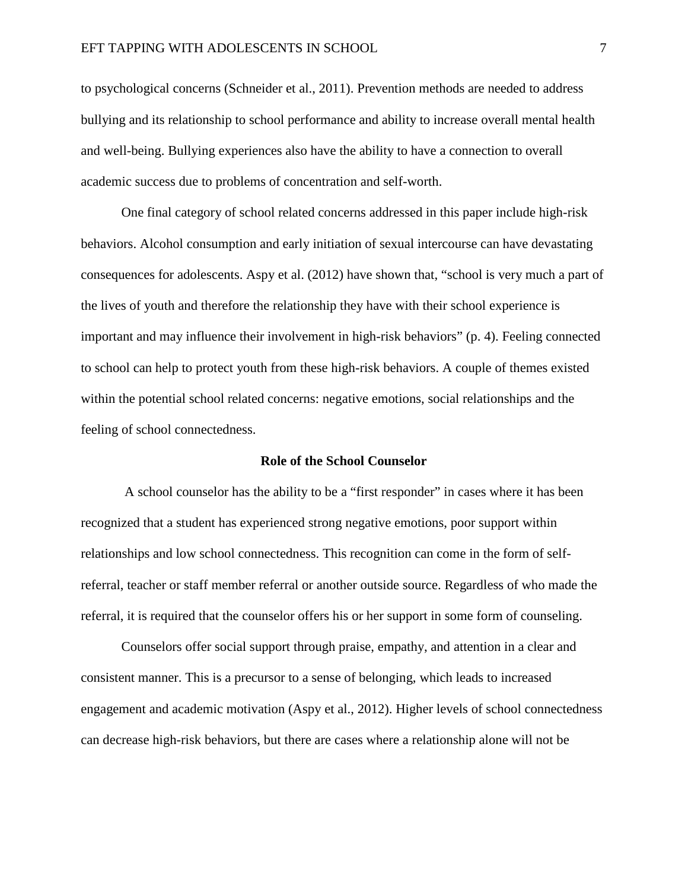to psychological concerns (Schneider et al., 2011). Prevention methods are needed to address bullying and its relationship to school performance and ability to increase overall mental health and well-being. Bullying experiences also have the ability to have a connection to overall academic success due to problems of concentration and self-worth.

One final category of school related concerns addressed in this paper include high-risk behaviors. Alcohol consumption and early initiation of sexual intercourse can have devastating consequences for adolescents. Aspy et al. (2012) have shown that, "school is very much a part of the lives of youth and therefore the relationship they have with their school experience is important and may influence their involvement in high-risk behaviors" (p. 4). Feeling connected to school can help to protect youth from these high-risk behaviors. A couple of themes existed within the potential school related concerns: negative emotions, social relationships and the feeling of school connectedness.

## Role of the School Counselor

A school counselor has the ability to be a "first responder" in cases where it has been recognized that a student has experienced strong negative emotions, poor support within relationships and low school connectedness. This recognition can come in the form of self-referral, teacher or staff member referral or another outside source. Regardless of who made the referral, it is required that the counselor offers his or her support in some form of counseling.

Counselors offer social support through praise, empathy, and attention in a clear and consistent manner. This is a precursor to a sense of belonging, which leads to increased engagement and academic motivation (Aspy et al., 2012). Higher levels of school connectedness can decrease high-risk behaviors, but there are cases where a relationship alone will not be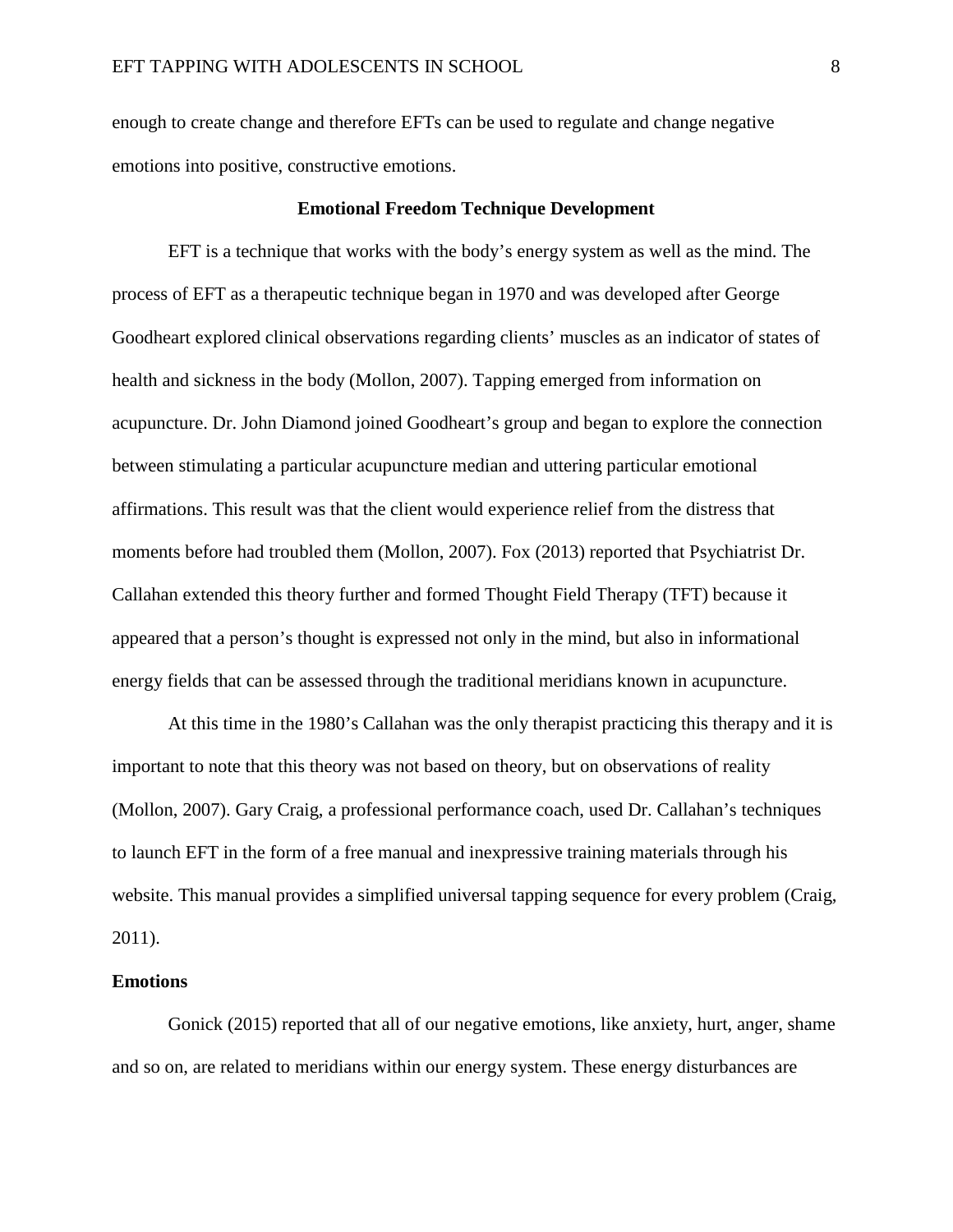enough to create change and therefore EFTs can be used to regulate and change negative emotions into positive, constructive emotions.

## Emotional Freedom Technique Development

EFT is a technique that works with the body's energy system as well as the mind. The process of EFT as a therapeutic technique began in 1970 and was developed after George Goodheart explored clinical observations regarding clients' muscles as an indicator of states of health and sickness in the body (Mollon, 2007). Tapping emerged from information on acupuncture. Dr. John Diamond joined Goodheart's group and began to explore the connection between stimulating a particular acupuncture median and uttering particular emotional affirmations. This result was that the client would experience relief from the distress that moments before had troubled them (Mollon, 2007). Fox (2013) reported that Psychiatrist Dr. Callahan extended this theory further and formed Thought Field Therapy (TFT) because it appeared that a person's thought is expressed not only in the mind, but also in informational energy fields that can be assessed through the traditional meridians known in acupuncture.

At this time in the 1980's Callahan was the only therapist practicing this therapy and it is important to note that this theory was not based on theory, but on observations of reality (Mollon, 2007). Gary Craig, a professional performance coach, used Dr. Callahan's techniques to launch EFT in the form of a free manual and inexpressive training materials through his website. This manual provides a simplified universal tapping sequence for every problem (Craig, 2011).

### Emotions

Gonick (2015) reported that all of our negative emotions, like anxiety, hurt, anger, shame and so on, are related to meridians within our energy system. These energy disturbances are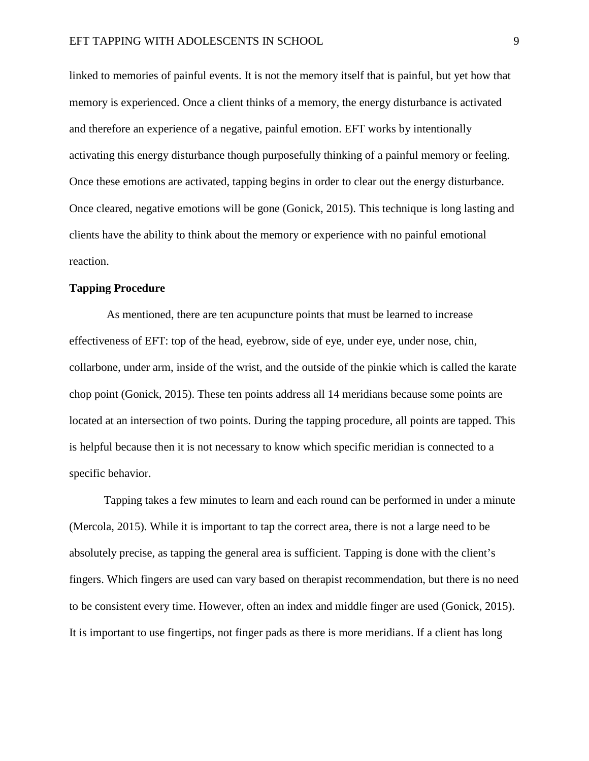linked to memories of painful events. It is not the memory itself that is painful, but yet how that memory is experienced. Once a client thinks of a memory, the energy disturbance is activated and therefore an experience of a negative, painful emotion. EFT works by intentionally activating this energy disturbance though purposefully thinking of a painful memory or feeling. Once these emotions are activated, tapping begins in order to clear out the energy disturbance. Once cleared, negative emotions will be gone (Gonick, 2015). This technique is long lasting and clients have the ability to think about the memory or experience with no painful emotional reaction.

**Tapping Procedure**

As mentioned, there are ten acupuncture points that must be learned to increase effectiveness of EFT: top of the head, eyebrow, side of eye, under eye, under nose, chin, collarbone, under arm, inside of the wrist, and the outside of the pinkie which is called the karate chop point (Gonick, 2015). These ten points address all 14 meridians because some points are located at an intersection of two points. During the tapping procedure, all points are tapped. This is helpful because then it is not necessary to know which specific meridian is connected to a specific behavior.

Tapping takes a few minutes to learn and each round can be performed in under a minute (Mercola, 2015). While it is important to tap the correct area, there is not a large need to be absolutely precise, as tapping the general area is sufficient. Tapping is done with the client's fingers. Which fingers are used can vary based on therapist recommendation, but there is no need to be consistent every time. However, often an index and middle finger are used (Gonick, 2015). It is important to use fingertips, not finger pads as there is more meridians. If a client has long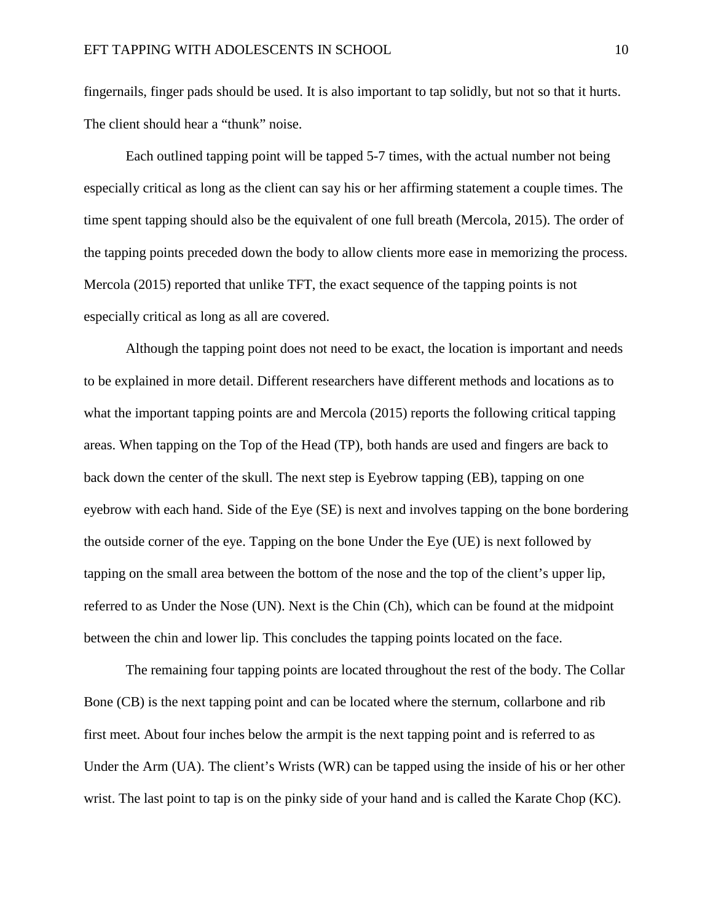fingernails, finger pads should be used. It is also important to tap solidly, but not so that it hurts. The client should hear a "thunk" noise.

Each outlined tapping point will be tapped 5-7 times, with the actual number not being especially critical as long as the client can say his or her affirming statement a couple times. The time spent tapping should also be the equivalent of one full breath (Mercola, 2015). The order of the tapping points preceded down the body to allow clients more ease in memorizing the process. Mercola (2015) reported that unlike TFT, the exact sequence of the tapping points is not especially critical as long as all are covered.

Although the tapping point does not need to be exact, the location is important and needs to be explained in more detail. Different researchers have different methods and locations as to what the important tapping points are and Mercola (2015) reports the following critical tapping areas. When tapping on the Top of the Head (TP), both hands are used and fingers are back to back down the center of the skull. The next step is Eyebrow tapping (EB), tapping on one eyebrow with each hand. Side of the Eye (SE) is next and involves tapping on the bone bordering the outside corner of the eye. Tapping on the bone Under the Eye (UE) is next followed by tapping on the small area between the bottom of the nose and the top of the client's upper lip, referred to as Under the Nose (UN). Next is the Chin (Ch), which can be found at the midpoint between the chin and lower lip. This concludes the tapping points located on the face.

The remaining four tapping points are located throughout the rest of the body. The Collar Bone (CB) is the next tapping point and can be located where the sternum, collarbone and rib first meet. About four inches below the armpit is the next tapping point and is referred to as Under the Arm (UA). The client's Wrists (WR) can be tapped using the inside of his or her other wrist. The last point to tap is on the pinky side of your hand and is called the Karate Chop (KC).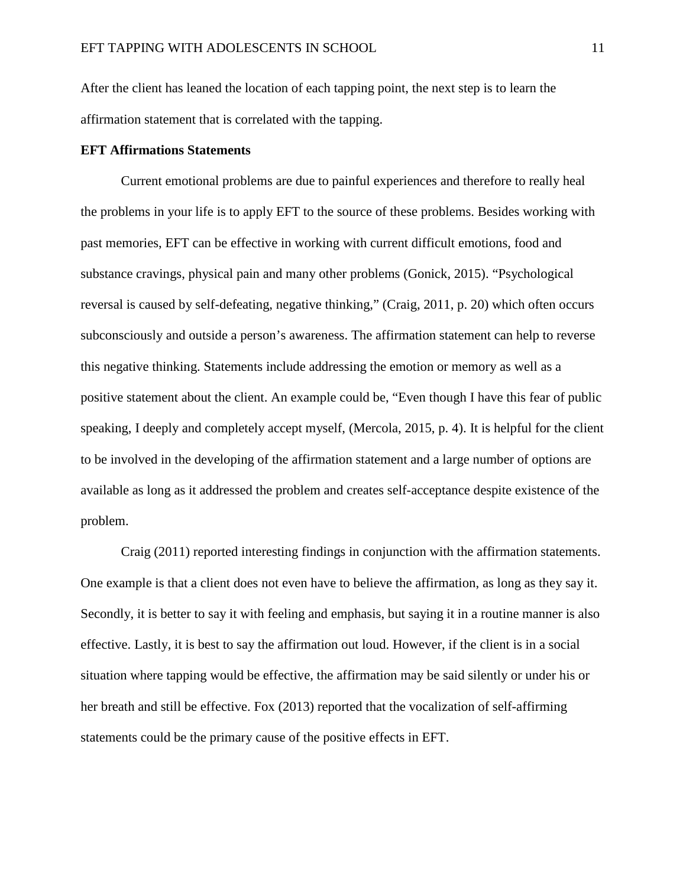After the client has leaned the location of each tapping point, the next step is to learn the affirmation statement that is correlated with the tapping.

**EFT Affirmations Statements**

Current emotional problems are due to painful experiences and therefore to really heal the problems in your life is to apply EFT to the source of these problems. Besides working with past memories, EFT can be effective in working with current difficult emotions, food and substance cravings, physical pain and many other problems (Gonick, 2015). "Psychological reversal is caused by self-defeating, negative thinking," (Craig, 2011, p. 20) which often occurs subconsciously and outside a person's awareness. The affirmation statement can help to reverse this negative thinking. Statements include addressing the emotion or memory as well as a positive statement about the client. An example could be, "Even though I have this fear of public speaking, I deeply and completely accept myself, (Mercola, 2015, p. 4). It is helpful for the client to be involved in the developing of the affirmation statement and a large number of options are available as long as it addressed the problem and creates self-acceptance despite existence of the problem.

Craig (2011) reported interesting findings in conjunction with the affirmation statements. One example is that a client does not even have to believe the affirmation, as long as they say it. Secondly, it is better to say it with feeling and emphasis, but saying it in a routine manner is also effective. Lastly, it is best to say the affirmation out loud. However, if the client is in a social situation where tapping would be effective, the affirmation may be said silently or under his or her breath and still be effective. Fox (2013) reported that the vocalization of self-affirming statements could be the primary cause of the positive effects in EFT.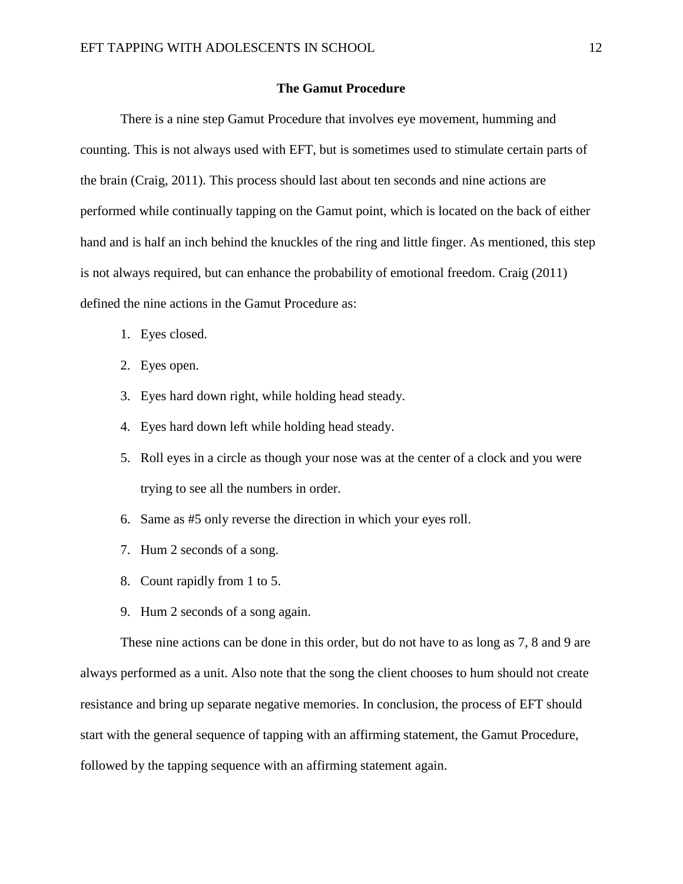## The Gamut Procedure

There is a nine step Gamut Procedure that involves eye movement, humming and counting. This is not always used with EFT, but is sometimes used to stimulate certain parts of the brain (Craig, 2011). This process should last about ten seconds and nine actions are performed while continually tapping on the Gamut point, which is located on the back of either hand and is half an inch behind the knuckles of the ring and little finger. As mentioned, this step is not always required, but can enhance the probability of emotional freedom. Craig (2011) defined the nine actions in the Gamut Procedure as:

1. Eyes closed.
2. Eyes open.
3. Eyes hard down right, while holding head steady.
4. Eyes hard down left while holding head steady.
5. Roll eyes in a circle as though your nose was at the center of a clock and you were trying to see all the numbers in order.
6. Same as #5 only reverse the direction in which your eyes roll.
7. Hum 2 seconds of a song.
8. Count rapidly from 1 to 5.
9. Hum 2 seconds of a song again.

These nine actions can be done in this order, but do not have to as long as 7, 8 and 9 are always performed as a unit. Also note that the song the client chooses to hum should not create resistance and bring up separate negative memories. In conclusion, the process of EFT should start with the general sequence of tapping with an affirming statement, the Gamut Procedure, followed by the tapping sequence with an affirming statement again.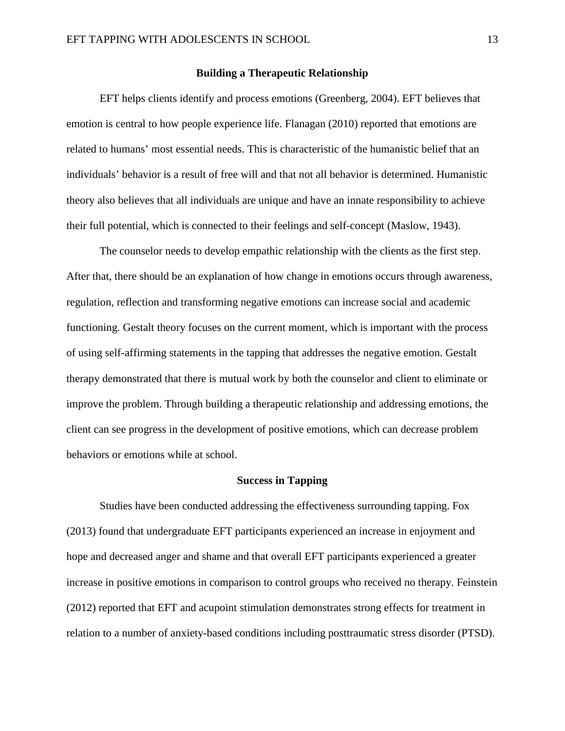## Building a Therapeutic Relationship

EFT helps clients identify and process emotions (Greenberg, 2004). EFT believes that emotion is central to how people experience life. Flanagan (2010) reported that emotions are related to humans' most essential needs. This is characteristic of the humanistic belief that an individuals' behavior is a result of free will and that not all behavior is determined. Humanistic theory also believes that all individuals are unique and have an innate responsibility to achieve their full potential, which is connected to their feelings and self-concept (Maslow, 1943).

The counselor needs to develop empathic relationship with the clients as the first step. After that, there should be an explanation of how change in emotions occurs through awareness, regulation, reflection and transforming negative emotions can increase social and academic functioning. Gestalt theory focuses on the current moment, which is important with the process of using self-affirming statements in the tapping that addresses the negative emotion. Gestalt therapy demonstrated that there is mutual work by both the counselor and client to eliminate or improve the problem. Through building a therapeutic relationship and addressing emotions, the client can see progress in the development of positive emotions, which can decrease problem behaviors or emotions while at school.

## Success in Tapping

Studies have been conducted addressing the effectiveness surrounding tapping. Fox (2013) found that undergraduate EFT participants experienced an increase in enjoyment and hope and decreased anger and shame and that overall EFT participants experienced a greater increase in positive emotions in comparison to control groups who received no therapy. Feinstein (2012) reported that EFT and acupoint stimulation demonstrates strong effects for treatment in relation to a number of anxiety-based conditions including posttraumatic stress disorder (PTSD).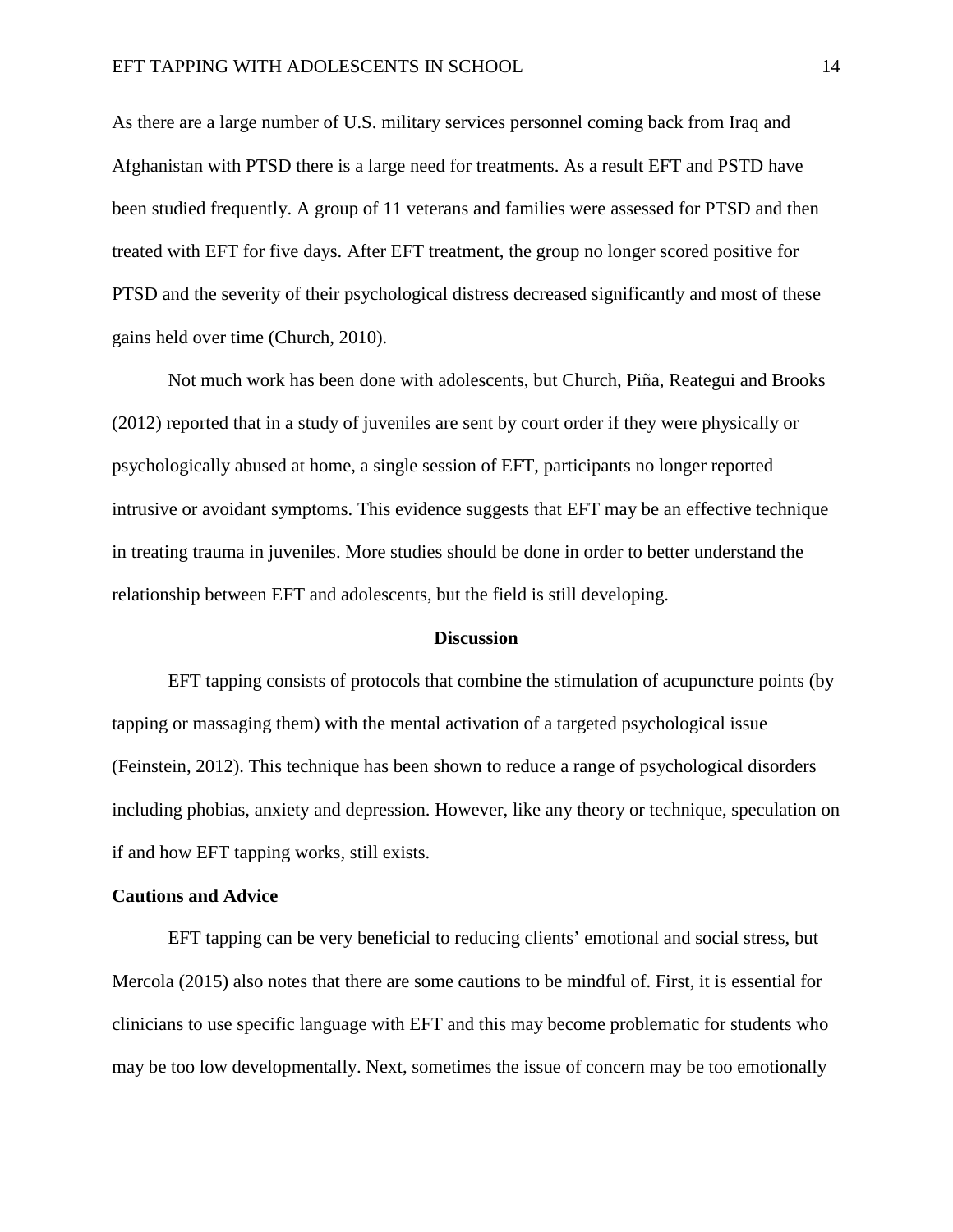As there are a large number of U.S. military services personnel coming back from Iraq and Afghanistan with PTSD there is a large need for treatments. As a result EFT and PSTD have been studied frequently. A group of 11 veterans and families were assessed for PTSD and then treated with EFT for five days. After EFT treatment, the group no longer scored positive for PTSD and the severity of their psychological distress decreased significantly and most of these gains held over time (Church, 2010).

Not much work has been done with adolescents, but Church, Piña, Reategui and Brooks (2012) reported that in a study of juveniles are sent by court order if they were physically or psychologically abused at home, a single session of EFT, participants no longer reported intrusive or avoidant symptoms. This evidence suggests that EFT may be an effective technique in treating trauma in juveniles. More studies should be done in order to better understand the relationship between EFT and adolescents, but the field is still developing.

## Discussion

EFT tapping consists of protocols that combine the stimulation of acupuncture points (by tapping or massaging them) with the mental activation of a targeted psychological issue (Feinstein, 2012). This technique has been shown to reduce a range of psychological disorders including phobias, anxiety and depression. However, like any theory or technique, speculation on if and how EFT tapping works, still exists.

### Cautions and Advice

EFT tapping can be very beneficial to reducing clients' emotional and social stress, but Mercola (2015) also notes that there are some cautions to be mindful of. First, it is essential for clinicians to use specific language with EFT and this may become problematic for students who may be too low developmentally. Next, sometimes the issue of concern may be too emotionally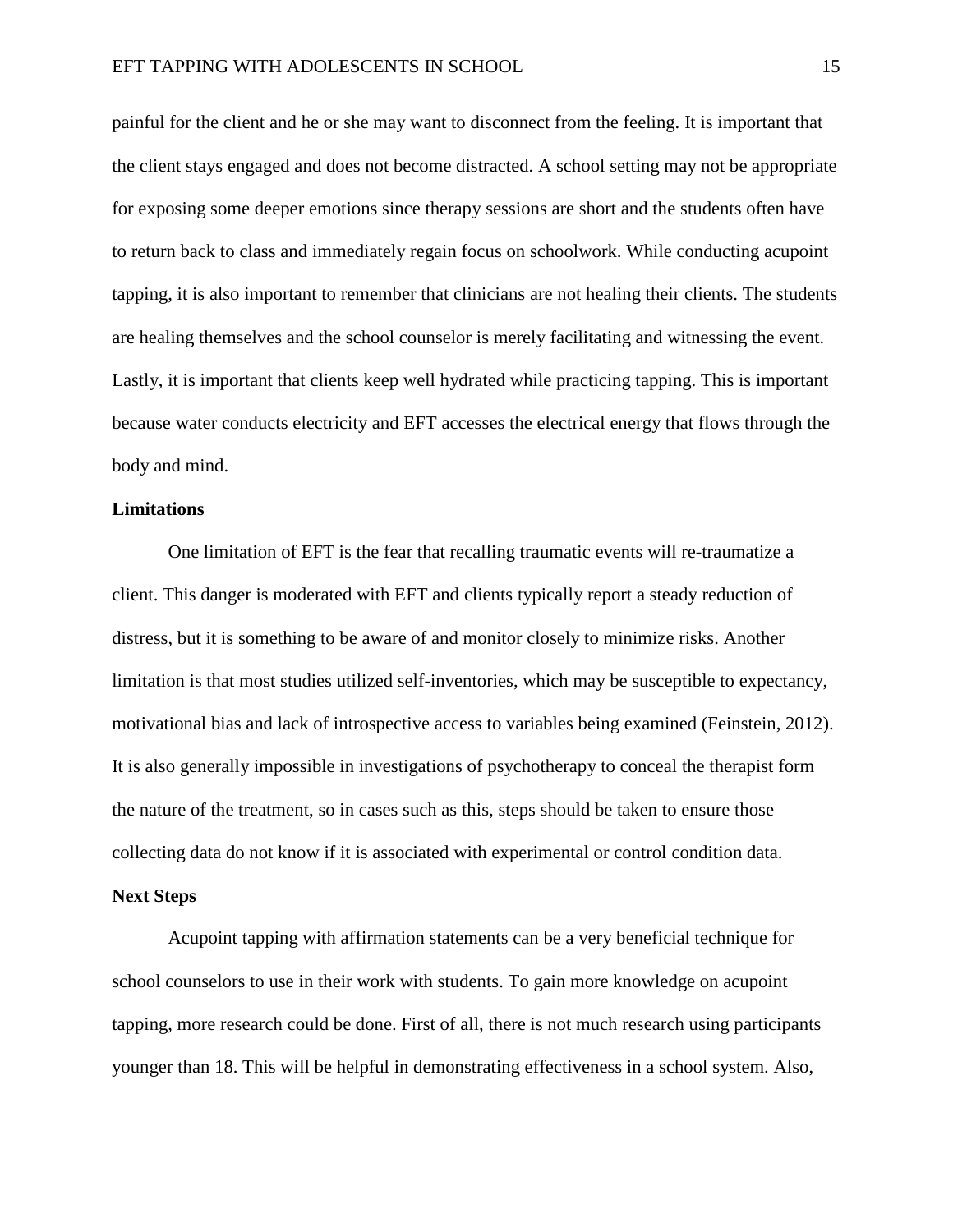painful for the client and he or she may want to disconnect from the feeling. It is important that the client stays engaged and does not become distracted. A school setting may not be appropriate for exposing some deeper emotions since therapy sessions are short and the students often have to return back to class and immediately regain focus on schoolwork. While conducting acupoint tapping, it is also important to remember that clinicians are not healing their clients. The students are healing themselves and the school counselor is merely facilitating and witnessing the event. Lastly, it is important that clients keep well hydrated while practicing tapping. This is important because water conducts electricity and EFT accesses the electrical energy that flows through the body and mind.

**Limitations**

One limitation of EFT is the fear that recalling traumatic events will re-traumatize a client. This danger is moderated with EFT and clients typically report a steady reduction of distress, but it is something to be aware of and monitor closely to minimize risks. Another limitation is that most studies utilized self-inventories, which may be susceptible to expectancy, motivational bias and lack of introspective access to variables being examined (Feinstein, 2012). It is also generally impossible in investigations of psychotherapy to conceal the therapist form the nature of the treatment, so in cases such as this, steps should be taken to ensure those collecting data do not know if it is associated with experimental or control condition data.

**Next Steps**

Acupoint tapping with affirmation statements can be a very beneficial technique for school counselors to use in their work with students. To gain more knowledge on acupoint tapping, more research could be done. First of all, there is not much research using participants younger than 18. This will be helpful in demonstrating effectiveness in a school system. Also,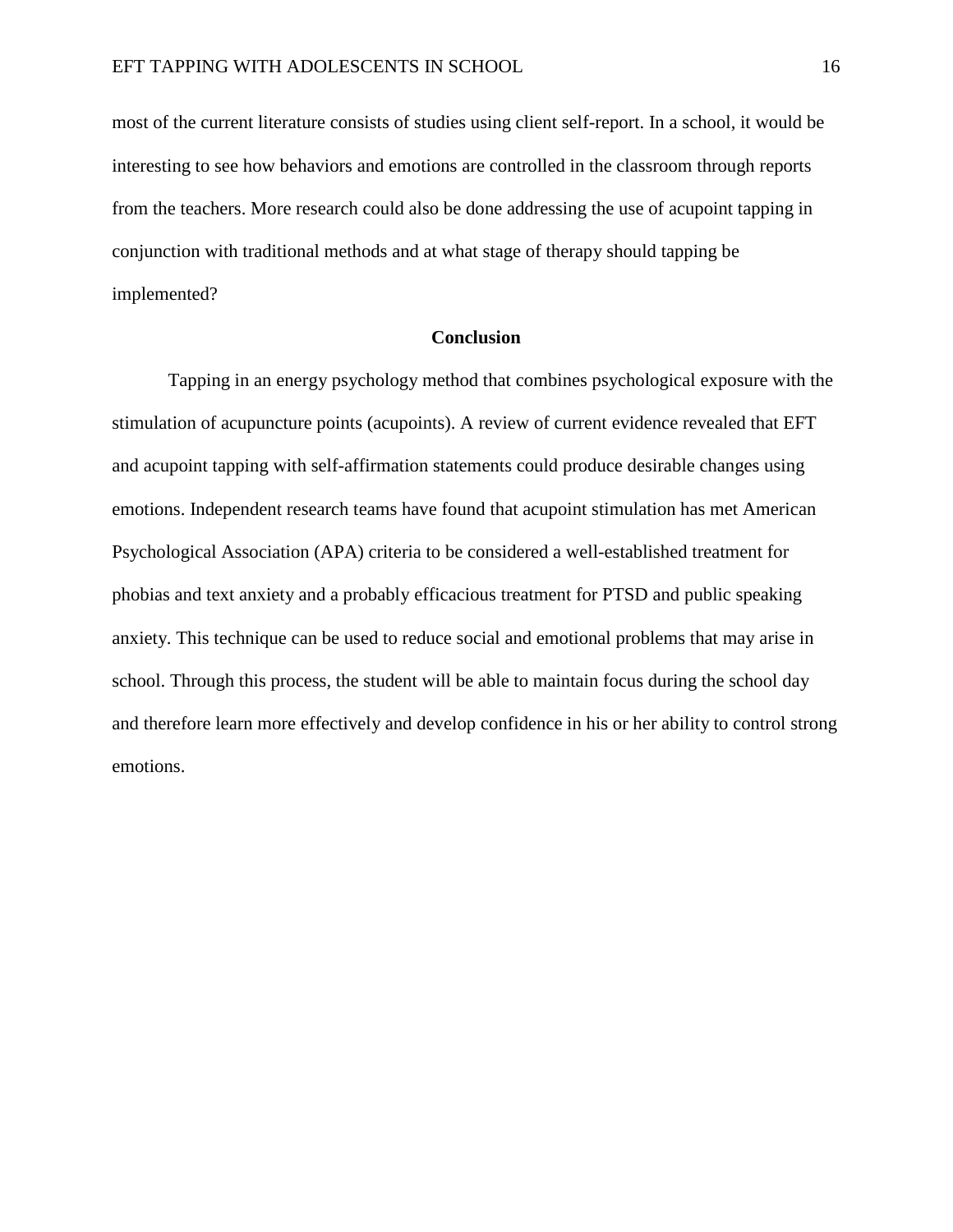most of the current literature consists of studies using client self-report. In a school, it would be interesting to see how behaviors and emotions are controlled in the classroom through reports from the teachers. More research could also be done addressing the use of acupoint tapping in conjunction with traditional methods and at what stage of therapy should tapping be implemented?

## Conclusion

Tapping in an energy psychology method that combines psychological exposure with the stimulation of acupuncture points (acupoints). A review of current evidence revealed that EFT and acupoint tapping with self-affirmation statements could produce desirable changes using emotions. Independent research teams have found that acupoint stimulation has met American Psychological Association (APA) criteria to be considered a well-established treatment for phobias and text anxiety and a probably efficacious treatment for PTSD and public speaking anxiety. This technique can be used to reduce social and emotional problems that may arise in school. Through this process, the student will be able to maintain focus during the school day and therefore learn more effectively and develop confidence in his or her ability to control strong emotions.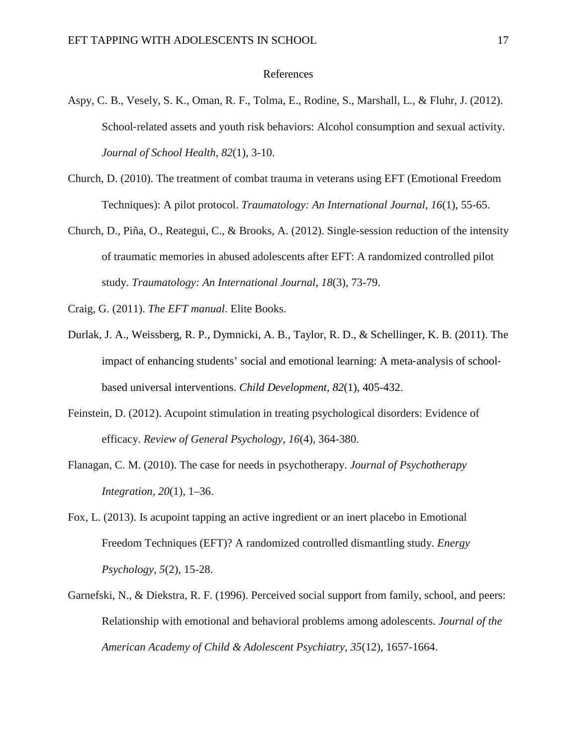# References

Aspy, C. B., Vesely, S. K., Oman, R. F., Tolma, E., Rodine, S., Marshall, L., & Fluhr, J. (2012). School-related assets and youth risk behaviors: Alcohol consumption and sexual activity. *Journal of School Health*, *82*(1), 3-10.

Church, D. (2010). The treatment of combat trauma in veterans using EFT (Emotional Freedom Techniques): A pilot protocol. *Traumatology: An International Journal*, *16*(1), 55-65.

Church, D., Piña, O., Reategui, C., & Brooks, A. (2012). Single-session reduction of the intensity of traumatic memories in abused adolescents after EFT: A randomized controlled pilot study. *Traumatology: An International Journal*, *18*(3), 73-79.

Craig, G. (2011). *The EFT manual*. Elite Books.

Durlak, J. A., Weissberg, R. P., Dymnicki, A. B., Taylor, R. D., & Schellinger, K. B. (2011). The impact of enhancing students' social and emotional learning: A meta-analysis of school-based universal interventions. *Child Development*, *82*(1), 405-432.

Feinstein, D. (2012). Acupoint stimulation in treating psychological disorders: Evidence of efficacy. *Review of General Psychology*, *16*(4), 364-380.

Flanagan, C. M. (2010). The case for needs in psychotherapy. *Journal of Psychotherapy Integration, 20*(1), 1–36.

Fox, L. (2013). Is acupoint tapping an active ingredient or an inert placebo in Emotional Freedom Techniques (EFT)? A randomized controlled dismantling study. *Energy Psychology, 5*(2), 15-28.

Garnefski, N., & Diekstra, R. F. (1996). Perceived social support from family, school, and peers: Relationship with emotional and behavioral problems among adolescents. *Journal of the American Academy of Child & Adolescent Psychiatry, 35*(12), 1657-1664.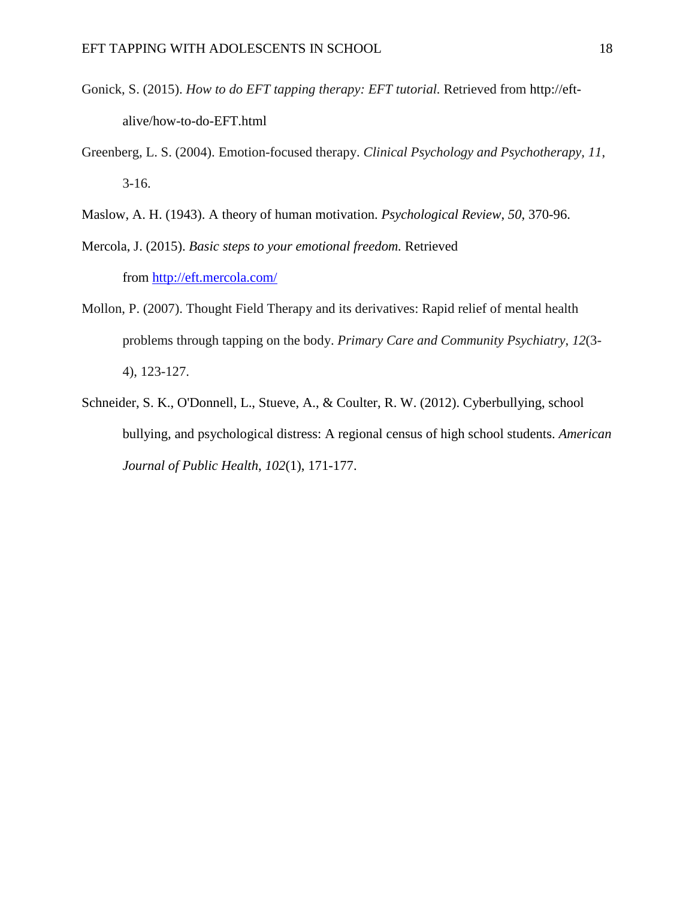Gonick, S. (2015). *How to do EFT tapping therapy: EFT tutorial.* Retrieved from http://eft-alive/how-to-do-EFT.html

Greenberg, L. S. (2004). Emotion-focused therapy. *Clinical Psychology and Psychotherapy, 11*, 3-16.

Maslow, A. H. (1943). A theory of human motivation. *Psychological Review*, *50*, 370-96.

Mercola, J. (2015). *Basic steps to your emotional freedom.* Retrieved from http://eft.mercola.com/

Mollon, P. (2007). Thought Field Therapy and its derivatives: Rapid relief of mental health problems through tapping on the body. *Primary Care and Community Psychiatry*, *12*(3-4), 123-127.

Schneider, S. K., O'Donnell, L., Stueve, A., & Coulter, R. W. (2012). Cyberbullying, school bullying, and psychological distress: A regional census of high school students. *American Journal of Public Health*, *102*(1), 171-177.